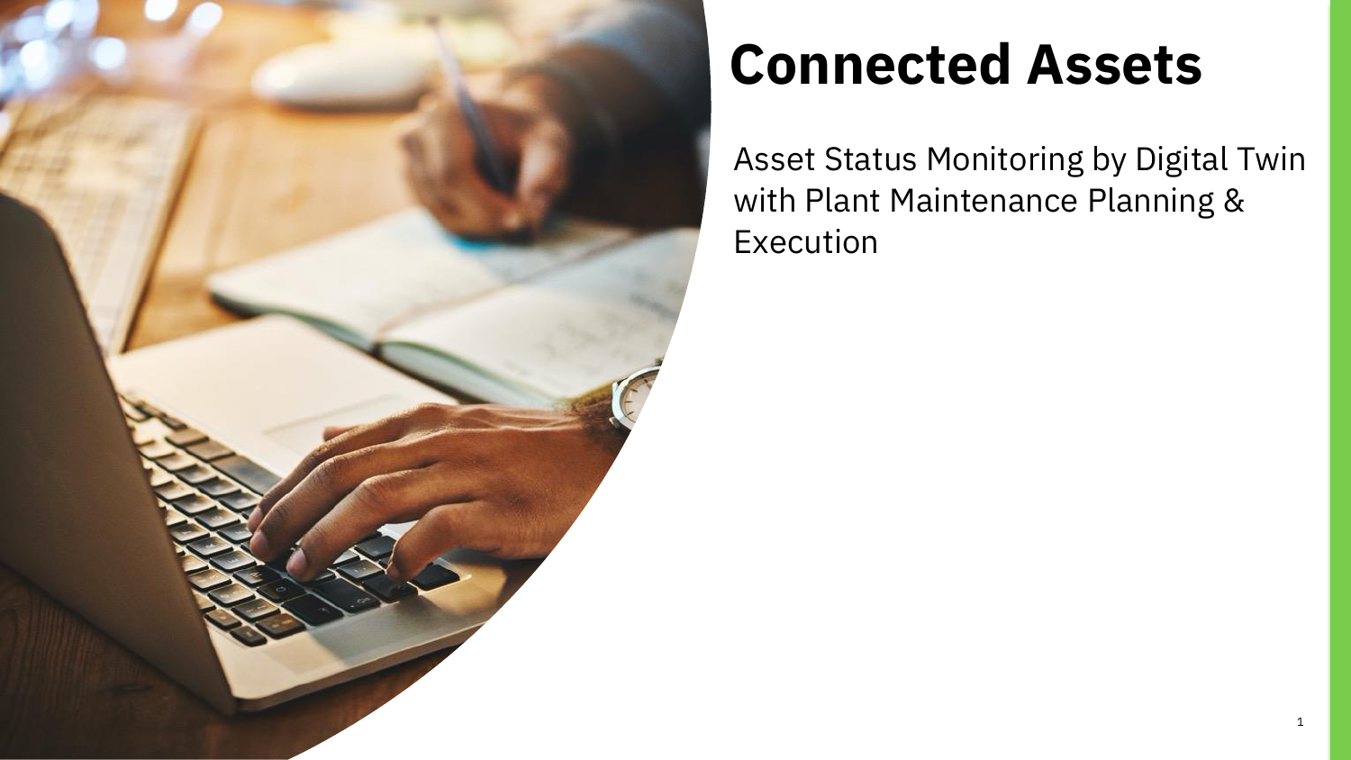# Connected Assets

Asset Status Monitoring by Digital Twin with Plant Maintenance Planning & Execution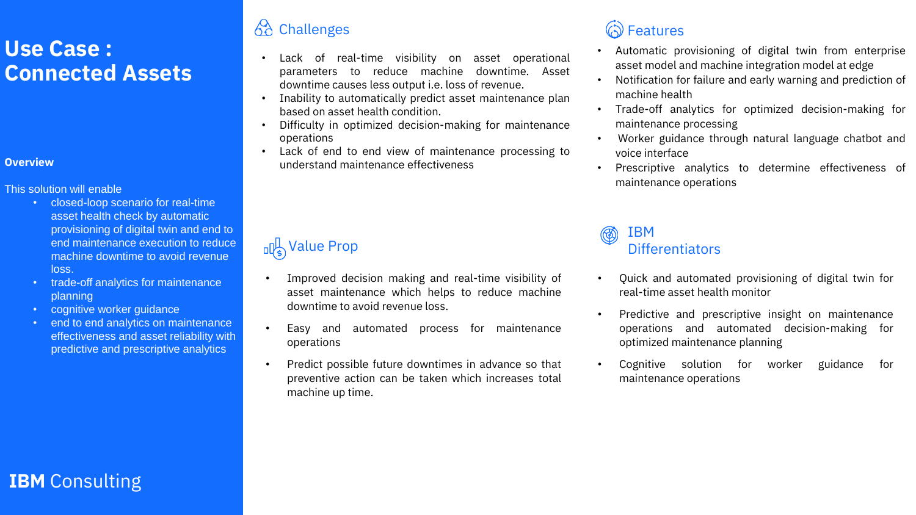# Use Case : Connected Assets

## Overview

This solution will enable

- closed-loop scenario for real-time asset health check by automatic provisioning of digital twin and end to end maintenance execution to reduce machine downtime to avoid revenue loss.
- trade-off analytics for maintenance planning
- cognitive worker guidance
- end to end analytics on maintenance effectiveness and asset reliability with predictive and prescriptive analytics

**IBM** Consulting

## Challenges

- Lack of real-time visibility on asset operational parameters to reduce machine downtime. Asset downtime causes less output i.e. loss of revenue.
- Inability to automatically predict asset maintenance plan based on asset health condition.
- Difficulty in optimized decision-making for maintenance operations
- Lack of end to end view of maintenance processing to understand maintenance effectiveness

## Value Prop

- Improved decision making and real-time visibility of asset maintenance which helps to reduce machine downtime to avoid revenue loss.
- Easy and automated process for maintenance operations
- Predict possible future downtimes in advance so that preventive action can be taken which increases total machine up time.

## Features

- Automatic provisioning of digital twin from enterprise asset model and machine integration model at edge
- Notification for failure and early warning and prediction of machine health
- Trade-off analytics for optimized decision-making for maintenance processing
- Worker guidance through natural language chatbot and voice interface
- Prescriptive analytics to determine effectiveness of maintenance operations

## IBM Differentiators

- Quick and automated provisioning of digital twin for real-time asset health monitor
- Predictive and prescriptive insight on maintenance operations and automated decision-making for optimized maintenance planning
- Cognitive solution for worker guidance for maintenance operations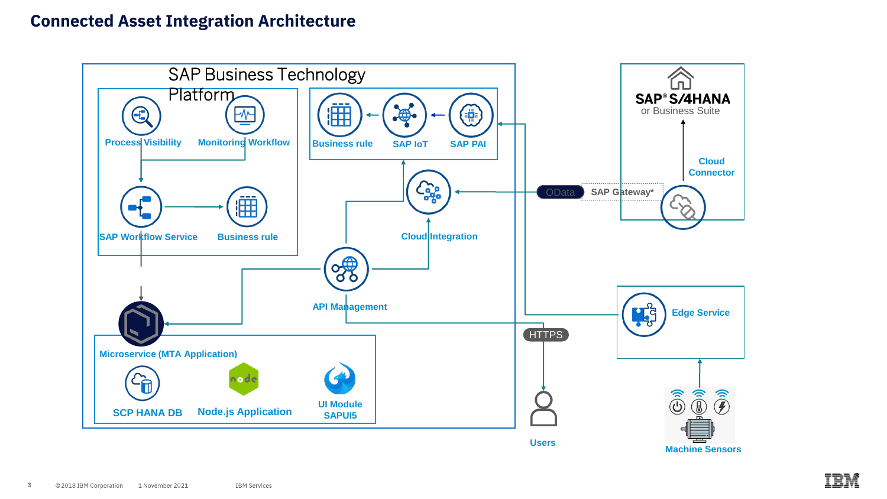# Connected Asset Integration Architecture

SAP Business Technology Platform

Process Visibility

Monitoring Workflow

SAP Workflow Service

Business rule

Business rule

SAP IoT

SAP PAI

Cloud Integration

API Management

Microservice (MTA Application)

SCP HANA DB

Node.js Application

UI Module SAPUI5

SAP® S/4HANA or Business Suite

Cloud Connector

OData

SAP Gateway*

Edge Service

HTTPS

Users

Machine Sensors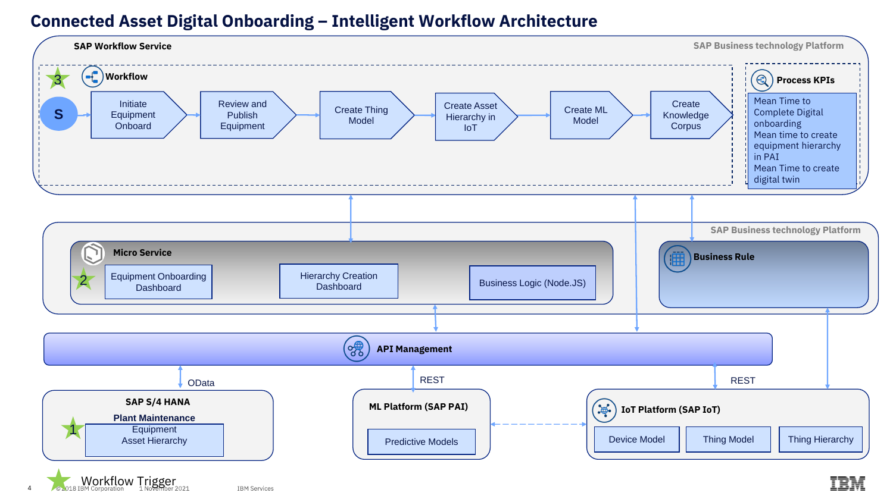# Connected Asset Digital Onboarding – Intelligent Workflow Architecture

## SAP Workflow Service

SAP Business technology Platform

### Workflow

3

S → Initiate Equipment Onboard → Review and Publish Equipment → Create Thing Model → Create Asset Hierarchy in IoT → Create ML Model → Create Knowledge Corpus

### Process KPIs

- Mean Time to Complete Digital onboarding
- Mean time to create equipment hierarchy in PAI
- Mean Time to create digital twin

SAP Business technology Platform

### Micro Service

2

- Equipment Onboarding Dashboard
- Hierarchy Creation Dashboard
- Business Logic (Node.JS)

### Business Rule

### API Management

OData

REST

REST

### SAP S/4 HANA

**Plant Maintenance**

1

- Equipment Asset Hierarchy

### ML Platform (SAP PAI)

- Predictive Models

### IoT Platform (SAP IoT)

- Device Model
- Thing Model
- Thing Hierarchy

Workflow Trigger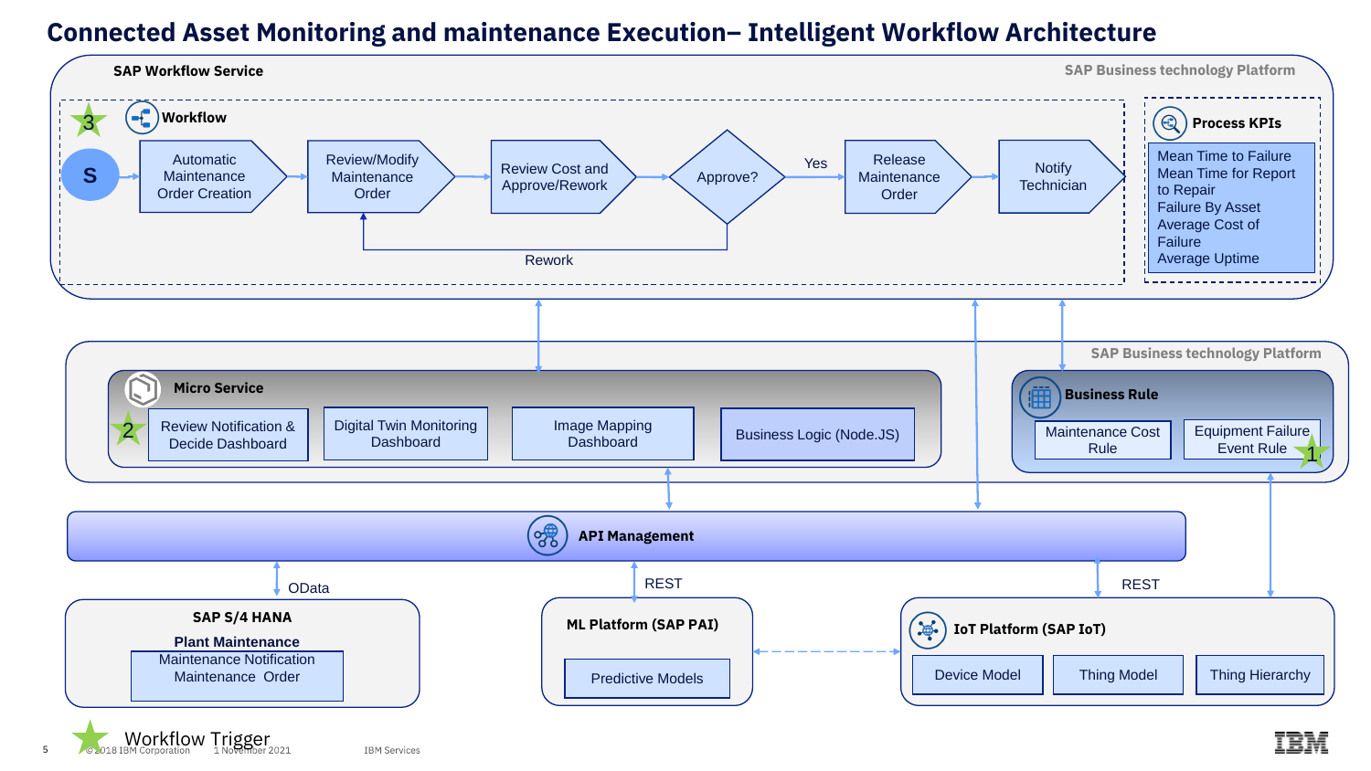# Connected Asset Monitoring and maintenance Execution– Intelligent Workflow Architecture

## SAP Workflow Service

SAP Business technology Platform

### Workflow (3)

S → Automatic Maintenance Order Creation → Review/Modify Maintenance Order → Review Cost and Approve/Rework → Approve? → Yes → Release Maintenance Order → Notify Technician

Approve? → Rework → Review/Modify Maintenance Order

### Process KPIs

- Mean Time to Failure
- Mean Time for Report to Repair
- Failure By Asset
- Average Cost of Failure
- Average Uptime

## SAP Business technology Platform

### Micro Service (2)

- Review Notification & Decide Dashboard
- Digital Twin Monitoring Dashboard
- Image Mapping Dashboard
- Business Logic (Node.JS)

### Business Rule

- Maintenance Cost Rule
- Equipment Failure Event Rule (1)

## API Management

OData | REST | REST

### SAP S/4 HANA

**Plant Maintenance**

- Maintenance Notification
- Maintenance Order

### ML Platform (SAP PAI)

- Predictive Models

### IoT Platform (SAP IoT)

- Device Model
- Thing Model
- Thing Hierarchy

★ Workflow Trigger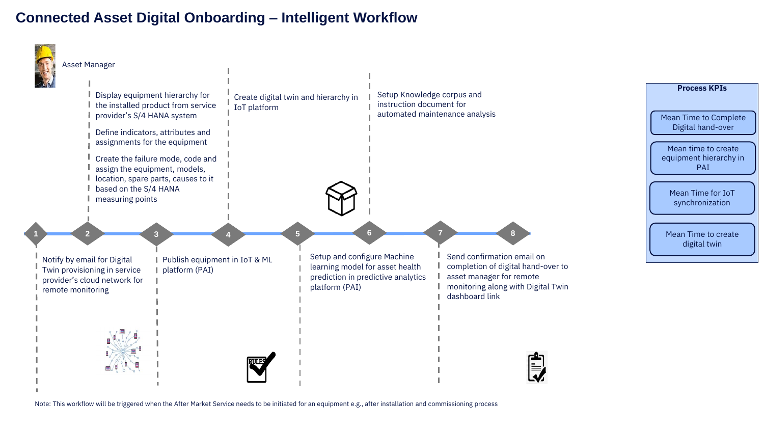# Connected Asset Digital Onboarding – Intelligent Workflow

Asset Manager

1. Notify by email for Digital Twin provisioning in service provider's cloud network for remote monitoring
2. Display equipment hierarchy for the installed product from service provider's S/4 HANA system

   Define indicators, attributes and assignments for the equipment

   Create the failure mode, code and assign the equipment, models, location, spare parts, causes to it based on the S/4 HANA measuring points
3. Publish equipment in IoT & ML platform (PAI)
4. Create digital twin and hierarchy in IoT platform
5. Setup and configure Machine learning model for asset health prediction in predictive analytics platform (PAI)
6. Setup Knowledge corpus and instruction document for automated maintenance analysis
7. Send confirmation email on completion of digital hand-over to asset manager for remote monitoring along with Digital Twin dashboard link
8. 

**Process KPIs**

- Mean Time to Complete Digital hand-over
- Mean time to create equipment hierarchy in PAI
- Mean Time for IoT synchronization
- Mean Time to create digital twin

Note: This workflow will be triggered when the After Market Service needs to be initiated for an equipment e.g., after installation and commissioning process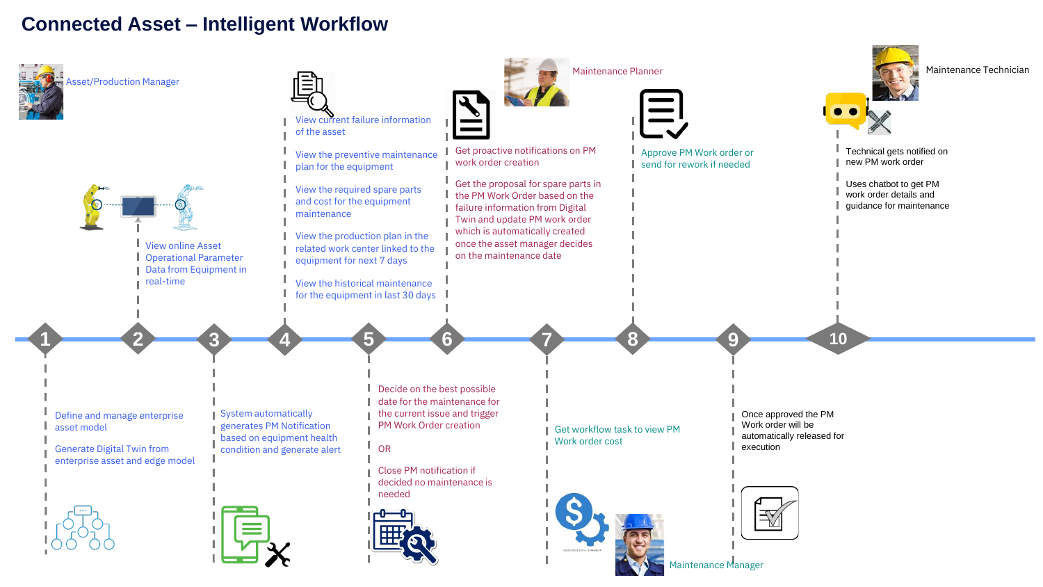# Connected Asset – Intelligent Workflow

**Roles:** Asset/Production Manager · Maintenance Planner · Maintenance Technician · Maintenance Manager

**1**
- Define and manage enterprise asset model
- Generate Digital Twin from enterprise asset and edge model

**2**
- View online Asset Operational Parameter Data from Equipment in real-time

**3**
- System automatically generates PM Notification based on equipment health condition and generate alert

**4**
- View current failure information of the asset
- View the preventive maintenance plan for the equipment
- View the required spare parts and cost for the equipment maintenance
- View the production plan in the related work center linked to the equipment for next 7 days
- View the historical maintenance for the equipment in last 30 days

**5**
- Decide on the best possible date for the maintenance for the current issue and trigger PM Work Order creation

OR

- Close PM notification if decided no maintenance is needed

**6**
- Get proactive notifications on PM work order creation
- Get the proposal for spare parts in the PM Work Order based on the failure information from Digital Twin and update PM work order which is automatically created once the asset manager decides on the maintenance date

**7**
- Get workflow task to view PM Work order cost

**8**
- Approve PM Work order or send for rework if needed

**9**
- Once approved the PM Work order will be automatically released for execution

**10**
- Technical gets notified on new PM work order
- Uses chatbot to get PM work order details and guidance for maintenance